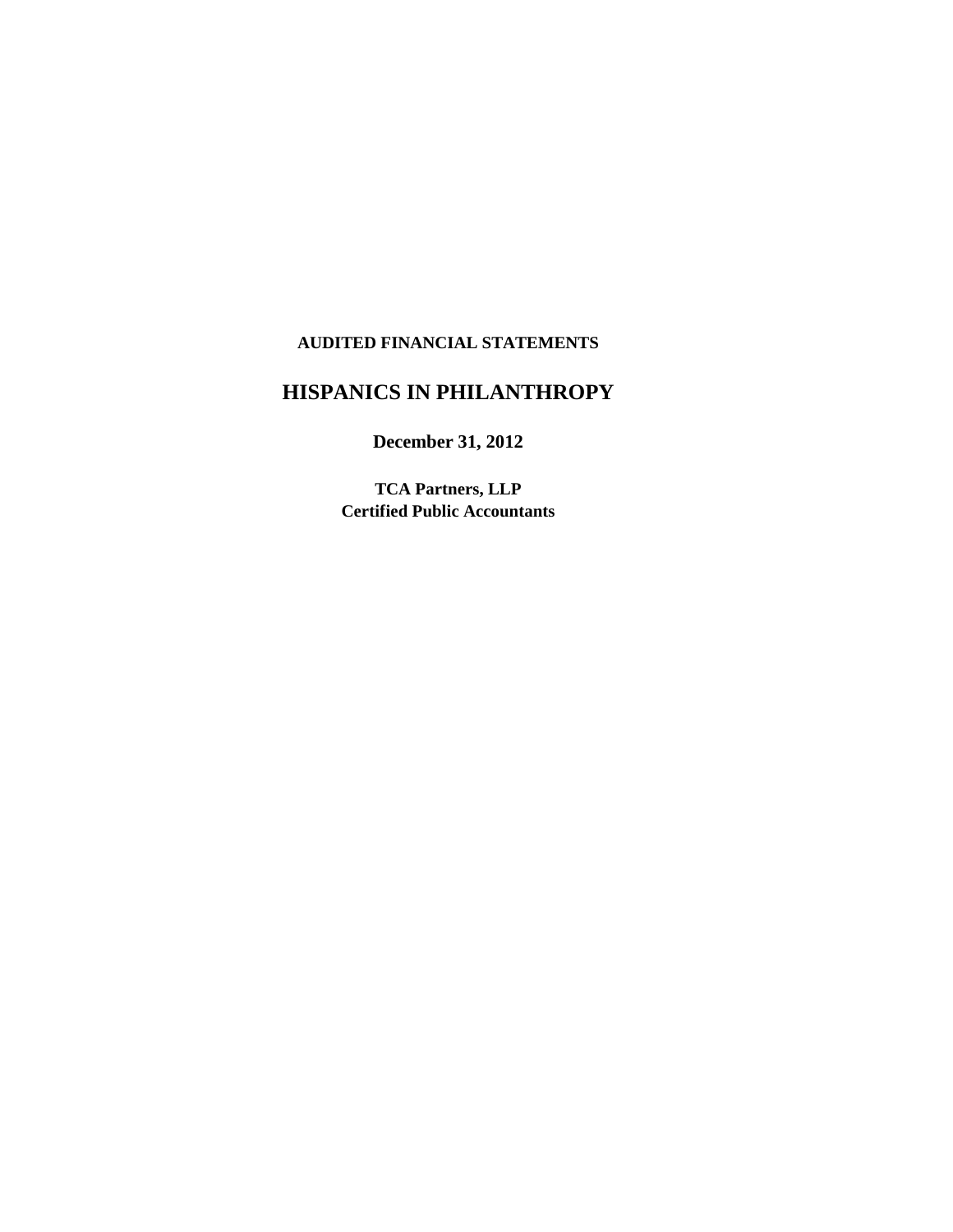**AUDITED FINANCIAL STATEMENTS**

# HISPANICS IN PHILANTHROPY

**December 31, 2012**

**TCA Partners, LLP**
**Certified Public Accountants**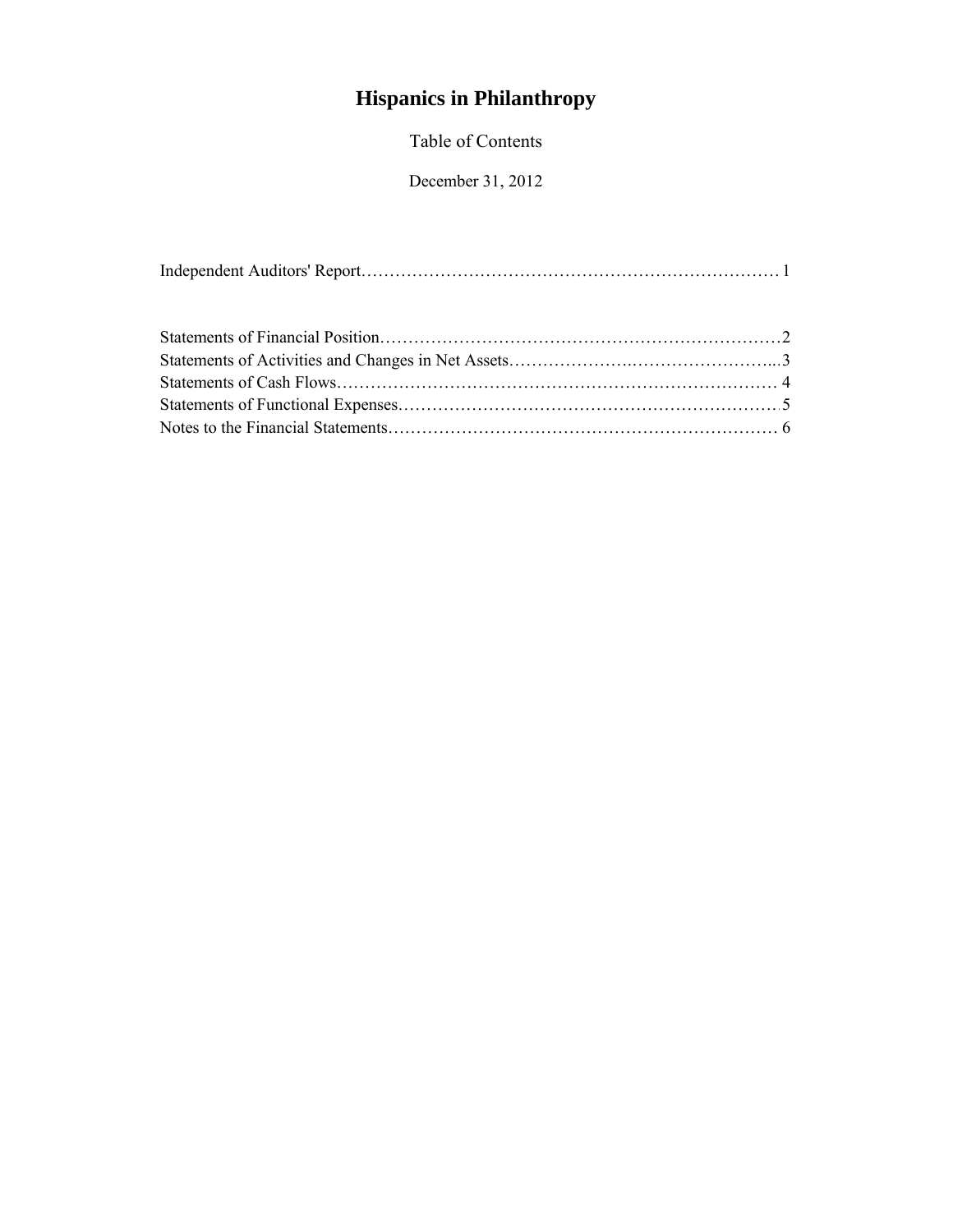# Hispanics in Philanthropy

Table of Contents

December 31, 2012

Independent Auditors' Report……………………………………………………………… 1

Statements of Financial Position………………………………………………………………2
Statements of Activities and Changes in Net Assets……………….……………………...3
Statements of Cash Flows………………………………………………….……………… 4
Statements of Functional Expenses……………………………………………………………5
Notes to the Financial Statements…………………………………………………………… 6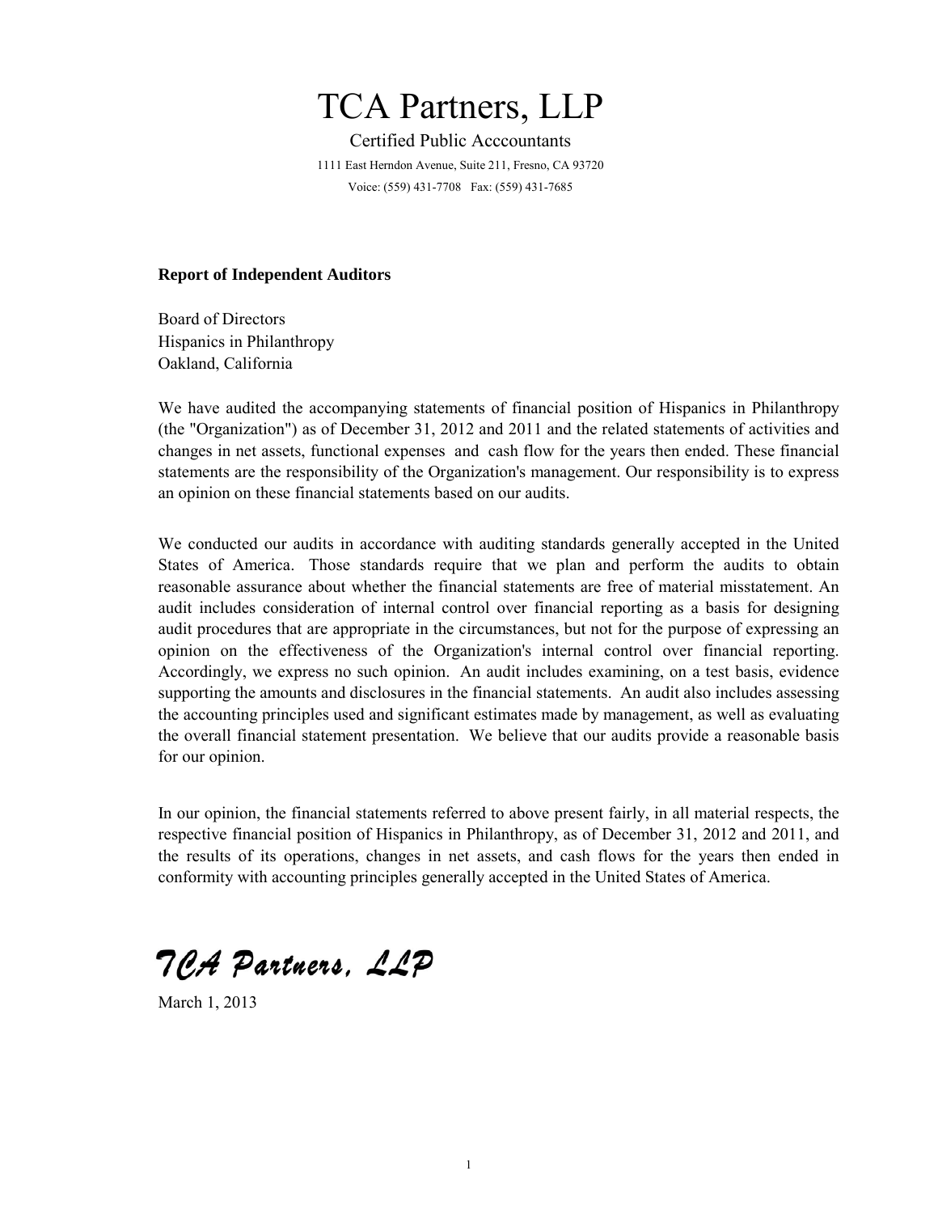# TCA Partners, LLP

Certified Public Acccountants

1111 East Herndon Avenue, Suite 211, Fresno, CA 93720

Voice: (559) 431-7708 Fax: (559) 431-7685

**Report of Independent Auditors**

Board of Directors
Hispanics in Philanthropy
Oakland, California

We have audited the accompanying statements of financial position of Hispanics in Philanthropy (the "Organization") as of December 31, 2012 and 2011 and the related statements of activities and changes in net assets, functional expenses and cash flow for the years then ended. These financial statements are the responsibility of the Organization's management. Our responsibility is to express an opinion on these financial statements based on our audits.

We conducted our audits in accordance with auditing standards generally accepted in the United States of America. Those standards require that we plan and perform the audits to obtain reasonable assurance about whether the financial statements are free of material misstatement. An audit includes consideration of internal control over financial reporting as a basis for designing audit procedures that are appropriate in the circumstances, but not for the purpose of expressing an opinion on the effectiveness of the Organization's internal control over financial reporting. Accordingly, we express no such opinion. An audit includes examining, on a test basis, evidence supporting the amounts and disclosures in the financial statements. An audit also includes assessing the accounting principles used and significant estimates made by management, as well as evaluating the overall financial statement presentation. We believe that our audits provide a reasonable basis for our opinion.

In our opinion, the financial statements referred to above present fairly, in all material respects, the respective financial position of Hispanics in Philanthropy, as of December 31, 2012 and 2011, and the results of its operations, changes in net assets, and cash flows for the years then ended in conformity with accounting principles generally accepted in the United States of America.

*TCA Partners, LLP*

March 1, 2013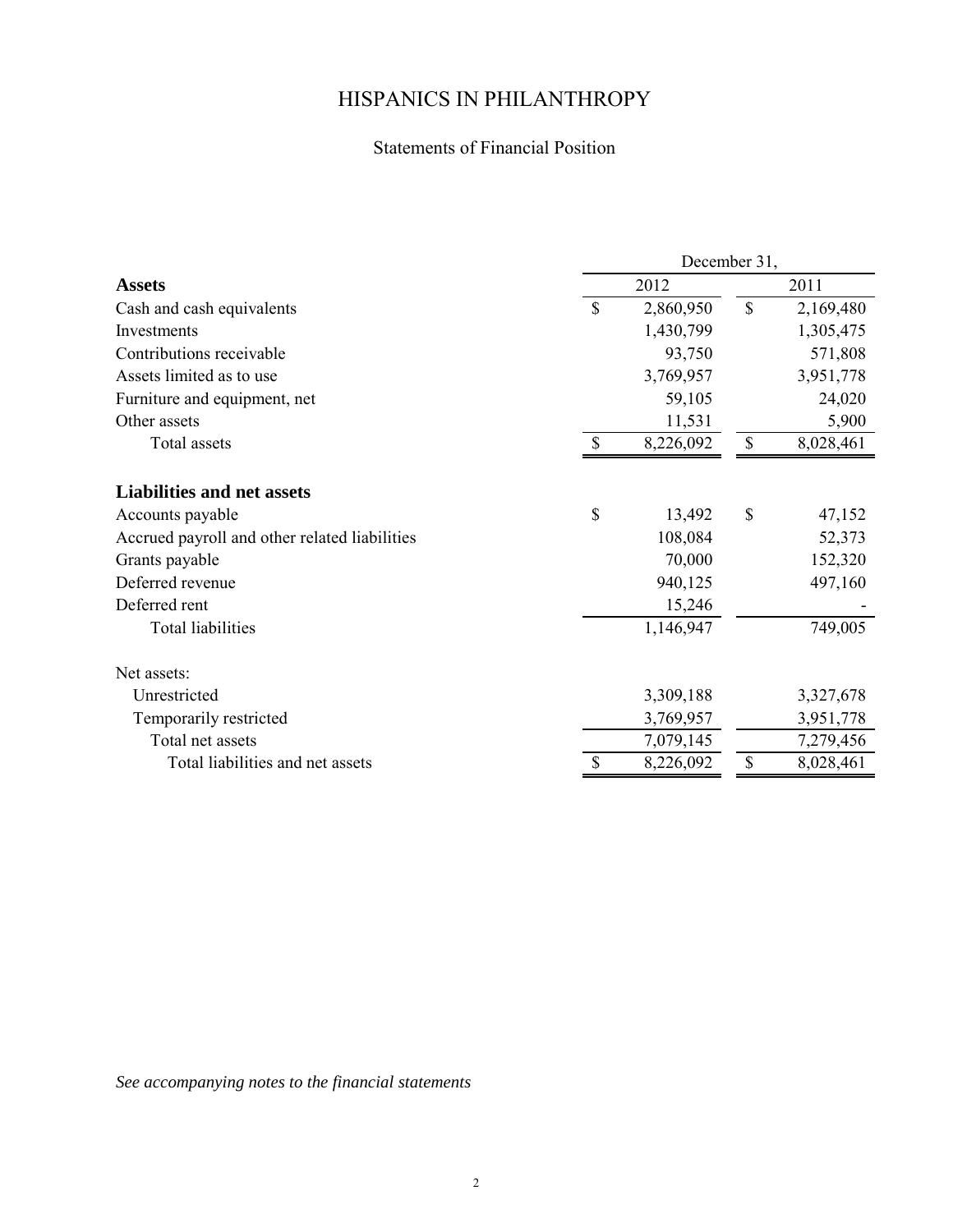# HISPANICS IN PHILANTHROPY

## Statements of Financial Position

| | December 31, | |
|---|---|---|
| **Assets** | 2012 | 2011 |
| Cash and cash equivalents | $ 2,860,950 | $ 2,169,480 |
| Investments | 1,430,799 | 1,305,475 |
| Contributions receivable | 93,750 | 571,808 |
| Assets limited as to use | 3,769,957 | 3,951,778 |
| Furniture and equipment, net | 59,105 | 24,020 |
| Other assets | 11,531 | 5,900 |
| Total assets | $ 8,226,092 | $ 8,028,461 |
| **Liabilities and net assets** | | |
| Accounts payable | $ 13,492 | $ 47,152 |
| Accrued payroll and other related liabilities | 108,084 | 52,373 |
| Grants payable | 70,000 | 152,320 |
| Deferred revenue | 940,125 | 497,160 |
| Deferred rent | 15,246 | - |
| Total liabilities | 1,146,947 | 749,005 |
| Net assets: | | |
| Unrestricted | 3,309,188 | 3,327,678 |
| Temporarily restricted | 3,769,957 | 3,951,778 |
| Total net assets | 7,079,145 | 7,279,456 |
| Total liabilities and net assets | $ 8,226,092 | $ 8,028,461 |

*See accompanying notes to the financial statements*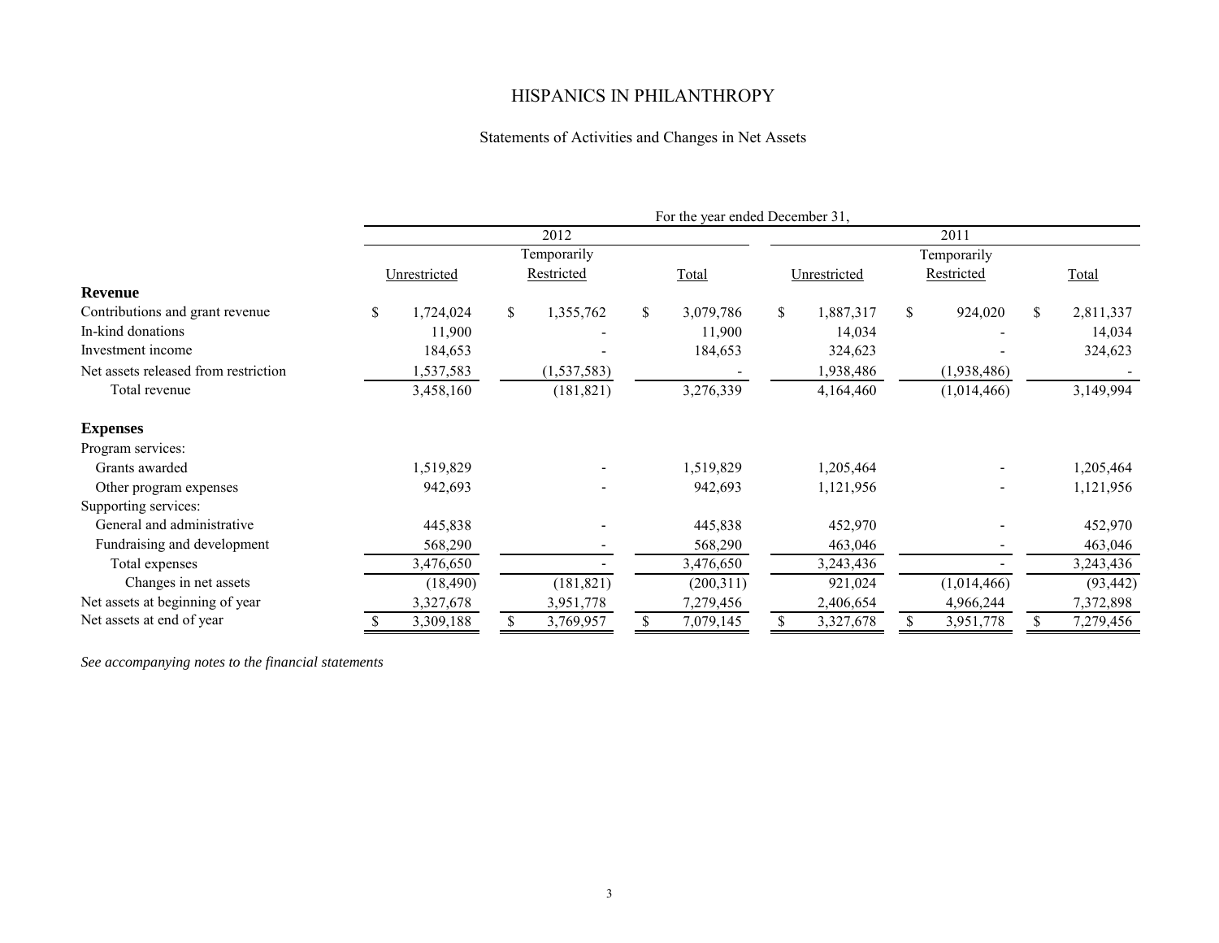# HISPANICS IN PHILANTHROPY

## Statements of Activities and Changes in Net Assets

| | For the year ended December 31, | | | | | |
|---|---|---|---|---|---|---|
| | 2012 | | | 2011 | | |
| | Unrestricted | Temporarily Restricted | Total | Unrestricted | Temporarily Restricted | Total |
| **Revenue** | | | | | | |
| Contributions and grant revenue | $ 1,724,024 | $ 1,355,762 | $ 3,079,786 | $ 1,887,317 | $ 924,020 | $ 2,811,337 |
| In-kind donations | 11,900 | - | 11,900 | 14,034 | - | 14,034 |
| Investment income | 184,653 | - | 184,653 | 324,623 | - | 324,623 |
| Net assets released from restriction | 1,537,583 | (1,537,583) | - | 1,938,486 | (1,938,486) | - |
| Total revenue | 3,458,160 | (181,821) | 3,276,339 | 4,164,460 | (1,014,466) | 3,149,994 |
| **Expenses** | | | | | | |
| Program services: | | | | | | |
| Grants awarded | 1,519,829 | - | 1,519,829 | 1,205,464 | - | 1,205,464 |
| Other program expenses | 942,693 | - | 942,693 | 1,121,956 | - | 1,121,956 |
| Supporting services: | | | | | | |
| General and administrative | 445,838 | - | 445,838 | 452,970 | - | 452,970 |
| Fundraising and development | 568,290 | - | 568,290 | 463,046 | - | 463,046 |
| Total expenses | 3,476,650 | - | 3,476,650 | 3,243,436 | - | 3,243,436 |
| Changes in net assets | (18,490) | (181,821) | (200,311) | 921,024 | (1,014,466) | (93,442) |
| Net assets at beginning of year | 3,327,678 | 3,951,778 | 7,279,456 | 2,406,654 | 4,966,244 | 7,372,898 |
| Net assets at end of year | $ 3,309,188 | $ 3,769,957 | $ 7,079,145 | $ 3,327,678 | $ 3,951,778 | $ 7,279,456 |

*See accompanying notes to the financial statements*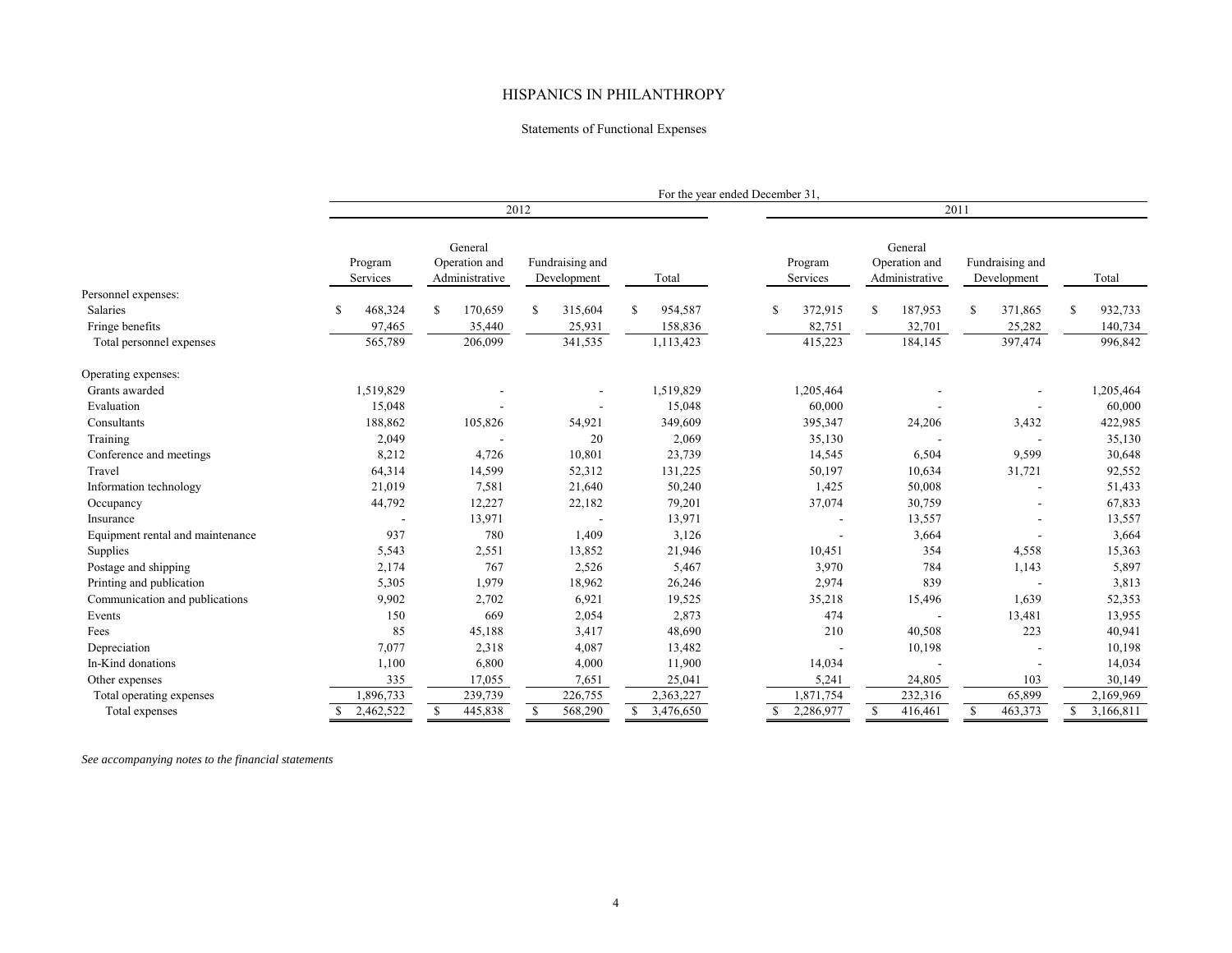# HISPANICS IN PHILANTHROPY

Statements of Functional Expenses

| | For the year ended December 31, | | | | | | | |
|---|---|---|---|---|---|---|---|---|
| | 2012 | | | | 2011 | | | |
| | Program Services | General Operation and Administrative | Fundraising and Development | Total | Program Services | General Operation and Administrative | Fundraising and Development | Total |
| Personnel expenses: | | | | | | | | |
| Salaries | $ 468,324 | $ 170,659 | $ 315,604 | $ 954,587 | $ 372,915 | $ 187,953 | $ 371,865 | $ 932,733 |
| Fringe benefits | 97,465 | 35,440 | 25,931 | 158,836 | 82,751 | 32,701 | 25,282 | 140,734 |
| Total personnel expenses | 565,789 | 206,099 | 341,535 | 1,113,423 | 415,223 | 184,145 | 397,474 | 996,842 |
| Operating expenses: | | | | | | | | |
| Grants awarded | 1,519,829 | - | - | 1,519,829 | 1,205,464 | - | - | 1,205,464 |
| Evaluation | 15,048 | - | - | 15,048 | 60,000 | - | - | 60,000 |
| Consultants | 188,862 | 105,826 | 54,921 | 349,609 | 395,347 | 24,206 | 3,432 | 422,985 |
| Training | 2,049 | - | 20 | 2,069 | 35,130 | - | - | 35,130 |
| Conference and meetings | 8,212 | 4,726 | 10,801 | 23,739 | 14,545 | 6,504 | 9,599 | 30,648 |
| Travel | 64,314 | 14,599 | 52,312 | 131,225 | 50,197 | 10,634 | 31,721 | 92,552 |
| Information technology | 21,019 | 7,581 | 21,640 | 50,240 | 1,425 | 50,008 | - | 51,433 |
| Occupancy | 44,792 | 12,227 | 22,182 | 79,201 | 37,074 | 30,759 | - | 67,833 |
| Insurance | - | 13,971 | - | 13,971 | - | 13,557 | - | 13,557 |
| Equipment rental and maintenance | 937 | 780 | 1,409 | 3,126 | - | 3,664 | - | 3,664 |
| Supplies | 5,543 | 2,551 | 13,852 | 21,946 | 10,451 | 354 | 4,558 | 15,363 |
| Postage and shipping | 2,174 | 767 | 2,526 | 5,467 | 3,970 | 784 | 1,143 | 5,897 |
| Printing and publication | 5,305 | 1,979 | 18,962 | 26,246 | 2,974 | 839 | - | 3,813 |
| Communication and publications | 9,902 | 2,702 | 6,921 | 19,525 | 35,218 | 15,496 | 1,639 | 52,353 |
| Events | 150 | 669 | 2,054 | 2,873 | 474 | - | 13,481 | 13,955 |
| Fees | 85 | 45,188 | 3,417 | 48,690 | 210 | 40,508 | 223 | 40,941 |
| Depreciation | 7,077 | 2,318 | 4,087 | 13,482 | - | 10,198 | - | 10,198 |
| In-Kind donations | 1,100 | 6,800 | 4,000 | 11,900 | 14,034 | - | - | 14,034 |
| Other expenses | 335 | 17,055 | 7,651 | 25,041 | 5,241 | 24,805 | 103 | 30,149 |
| Total operating expenses | 1,896,733 | 239,739 | 226,755 | 2,363,227 | 1,871,754 | 232,316 | 65,899 | 2,169,969 |
| Total expenses | $ 2,462,522 | $ 445,838 | $ 568,290 | $ 3,476,650 | $ 2,286,977 | $ 416,461 | $ 463,373 | $ 3,166,811 |

*See accompanying notes to the financial statements*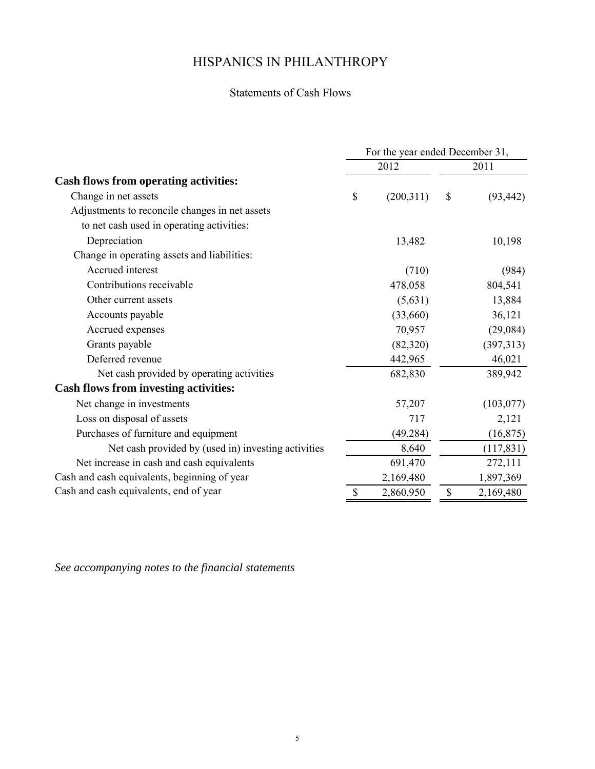# HISPANICS IN PHILANTHROPY

## Statements of Cash Flows

| | For the year ended December 31, | |
|---|---|---|
| | 2012 | 2011 |
| **Cash flows from operating activities:** | | |
| Change in net assets | $ (200,311) | $ (93,442) |
| Adjustments to reconcile changes in net assets to net cash used in operating activities: | | |
| Depreciation | 13,482 | 10,198 |
| Change in operating assets and liabilities: | | |
| Accrued interest | (710) | (984) |
| Contributions receivable | 478,058 | 804,541 |
| Other current assets | (5,631) | 13,884 |
| Accounts payable | (33,660) | 36,121 |
| Accrued expenses | 70,957 | (29,084) |
| Grants payable | (82,320) | (397,313) |
| Deferred revenue | 442,965 | 46,021 |
| Net cash provided by operating activities | 682,830 | 389,942 |
| **Cash flows from investing activities:** | | |
| Net change in investments | 57,207 | (103,077) |
| Loss on disposal of assets | 717 | 2,121 |
| Purchases of furniture and equipment | (49,284) | (16,875) |
| Net cash provided by (used in) investing activities | 8,640 | (117,831) |
| Net increase in cash and cash equivalents | 691,470 | 272,111 |
| Cash and cash equivalents, beginning of year | 2,169,480 | 1,897,369 |
| Cash and cash equivalents, end of year | $ 2,860,950 | $ 2,169,480 |

*See accompanying notes to the financial statements*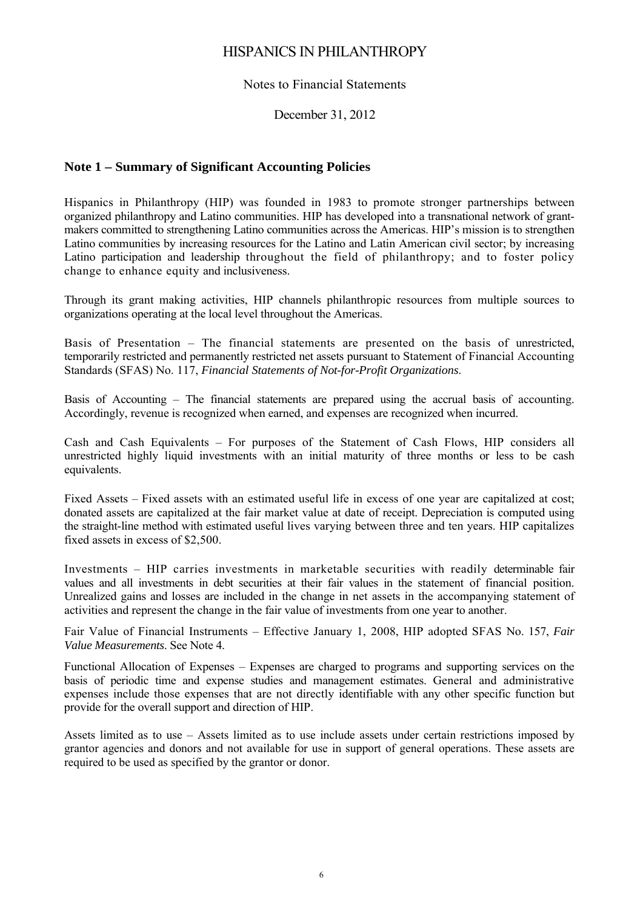# HISPANICS IN PHILANTHROPY

Notes to Financial Statements

December 31, 2012

## Note 1 – Summary of Significant Accounting Policies

Hispanics in Philanthropy (HIP) was founded in 1983 to promote stronger partnerships between organized philanthropy and Latino communities. HIP has developed into a transnational network of grant-makers committed to strengthening Latino communities across the Americas. HIP's mission is to strengthen Latino communities by increasing resources for the Latino and Latin American civil sector; by increasing Latino participation and leadership throughout the field of philanthropy; and to foster policy change to enhance equity and inclusiveness.

Through its grant making activities, HIP channels philanthropic resources from multiple sources to organizations operating at the local level throughout the Americas.

Basis of Presentation – The financial statements are presented on the basis of unrestricted, temporarily restricted and permanently restricted net assets pursuant to Statement of Financial Accounting Standards (SFAS) No. 117, *Financial Statements of Not-for-Profit Organizations*.

Basis of Accounting – The financial statements are prepared using the accrual basis of accounting. Accordingly, revenue is recognized when earned, and expenses are recognized when incurred.

Cash and Cash Equivalents – For purposes of the Statement of Cash Flows, HIP considers all unrestricted highly liquid investments with an initial maturity of three months or less to be cash equivalents.

Fixed Assets – Fixed assets with an estimated useful life in excess of one year are capitalized at cost; donated assets are capitalized at the fair market value at date of receipt. Depreciation is computed using the straight-line method with estimated useful lives varying between three and ten years. HIP capitalizes fixed assets in excess of $2,500.

Investments – HIP carries investments in marketable securities with readily determinable fair values and all investments in debt securities at their fair values in the statement of financial position. Unrealized gains and losses are included in the change in net assets in the accompanying statement of activities and represent the change in the fair value of investments from one year to another.

Fair Value of Financial Instruments – Effective January 1, 2008, HIP adopted SFAS No. 157, *Fair Value Measurements*. See Note 4.

Functional Allocation of Expenses – Expenses are charged to programs and supporting services on the basis of periodic time and expense studies and management estimates. General and administrative expenses include those expenses that are not directly identifiable with any other specific function but provide for the overall support and direction of HIP.

Assets limited as to use – Assets limited as to use include assets under certain restrictions imposed by grantor agencies and donors and not available for use in support of general operations. These assets are required to be used as specified by the grantor or donor.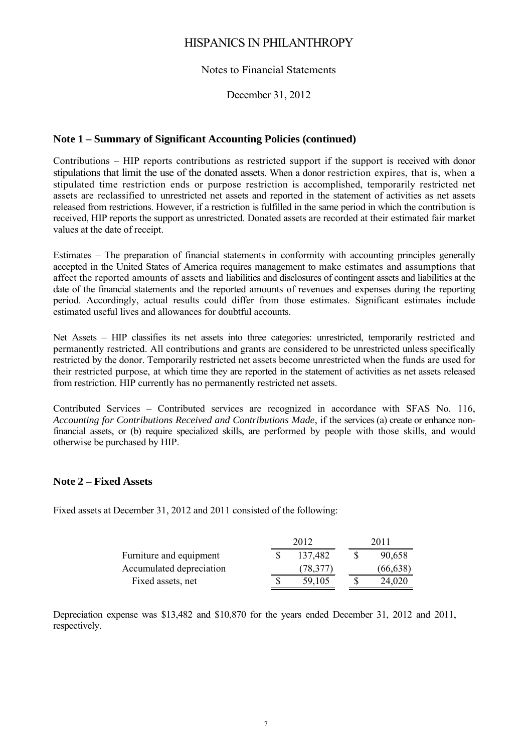# HISPANICS IN PHILANTHROPY

Notes to Financial Statements

December 31, 2012

### Note 1 – Summary of Significant Accounting Policies (continued)

Contributions – HIP reports contributions as restricted support if the support is received with donor stipulations that limit the use of the donated assets. When a donor restriction expires, that is, when a stipulated time restriction ends or purpose restriction is accomplished, temporarily restricted net assets are reclassified to unrestricted net assets and reported in the statement of activities as net assets released from restrictions. However, if a restriction is fulfilled in the same period in which the contribution is received, HIP reports the support as unrestricted. Donated assets are recorded at their estimated fair market values at the date of receipt.

Estimates – The preparation of financial statements in conformity with accounting principles generally accepted in the United States of America requires management to make estimates and assumptions that affect the reported amounts of assets and liabilities and disclosures of contingent assets and liabilities at the date of the financial statements and the reported amounts of revenues and expenses during the reporting period. Accordingly, actual results could differ from those estimates. Significant estimates include estimated useful lives and allowances for doubtful accounts.

Net Assets – HIP classifies its net assets into three categories: unrestricted, temporarily restricted and permanently restricted. All contributions and grants are considered to be unrestricted unless specifically restricted by the donor. Temporarily restricted net assets become unrestricted when the funds are used for their restricted purpose, at which time they are reported in the statement of activities as net assets released from restriction. HIP currently has no permanently restricted net assets.

Contributed Services – Contributed services are recognized in accordance with SFAS No. 116, *Accounting for Contributions Received and Contributions Made*, if the services (a) create or enhance non-financial assets, or (b) require specialized skills, are performed by people with those skills, and would otherwise be purchased by HIP.

### Note 2 – Fixed Assets

Fixed assets at December 31, 2012 and 2011 consisted of the following:

| | 2012 | 2011 |
|---|---|---|
| Furniture and equipment | $ 137,482 | $ 90,658 |
| Accumulated depreciation | (78,377) | (66,638) |
| Fixed assets, net | $ 59,105 | $ 24,020 |

Depreciation expense was $13,482 and $10,870 for the years ended December 31, 2012 and 2011, respectively.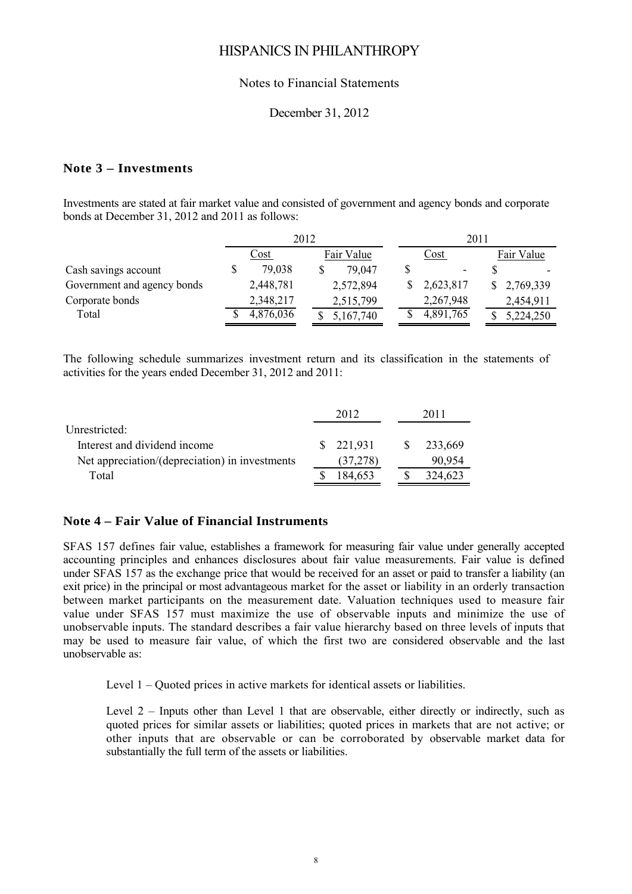## Note 3 – Investments

Investments are stated at fair market value and consisted of government and agency bonds and corporate bonds at December 31, 2012 and 2011 as follows:

| | 2012 | | 2011 | |
|---|---|---|---|---|
| | Cost | Fair Value | Cost | Fair Value |
| Cash savings account | $ 79,038 | $ 79,047 | $ - | $ - |
| Government and agency bonds | 2,448,781 | 2,572,894 | $ 2,623,817 | $ 2,769,339 |
| Corporate bonds | 2,348,217 | 2,515,799 | 2,267,948 | 2,454,911 |
| Total | $ 4,876,036 | $ 5,167,740 | $ 4,891,765 | $ 5,224,250 |

The following schedule summarizes investment return and its classification in the statements of activities for the years ended December 31, 2012 and 2011:

| | 2012 | 2011 |
|---|---|---|
| Unrestricted: | | |
| Interest and dividend income | $ 221,931 | $ 233,669 |
| Net appreciation/(depreciation) in investments | (37,278) | 90,954 |
| Total | $ 184,653 | $ 324,623 |

## Note 4 – Fair Value of Financial Instruments

SFAS 157 defines fair value, establishes a framework for measuring fair value under generally accepted accounting principles and enhances disclosures about fair value measurements. Fair value is defined under SFAS 157 as the exchange price that would be received for an asset or paid to transfer a liability (an exit price) in the principal or most advantageous market for the asset or liability in an orderly transaction between market participants on the measurement date. Valuation techniques used to measure fair value under SFAS 157 must maximize the use of observable inputs and minimize the use of unobservable inputs. The standard describes a fair value hierarchy based on three levels of inputs that may be used to measure fair value, of which the first two are considered observable and the last unobservable as:

Level 1 – Quoted prices in active markets for identical assets or liabilities.

Level 2 – Inputs other than Level 1 that are observable, either directly or indirectly, such as quoted prices for similar assets or liabilities; quoted prices in markets that are not active; or other inputs that are observable or can be corroborated by observable market data for substantially the full term of the assets or liabilities.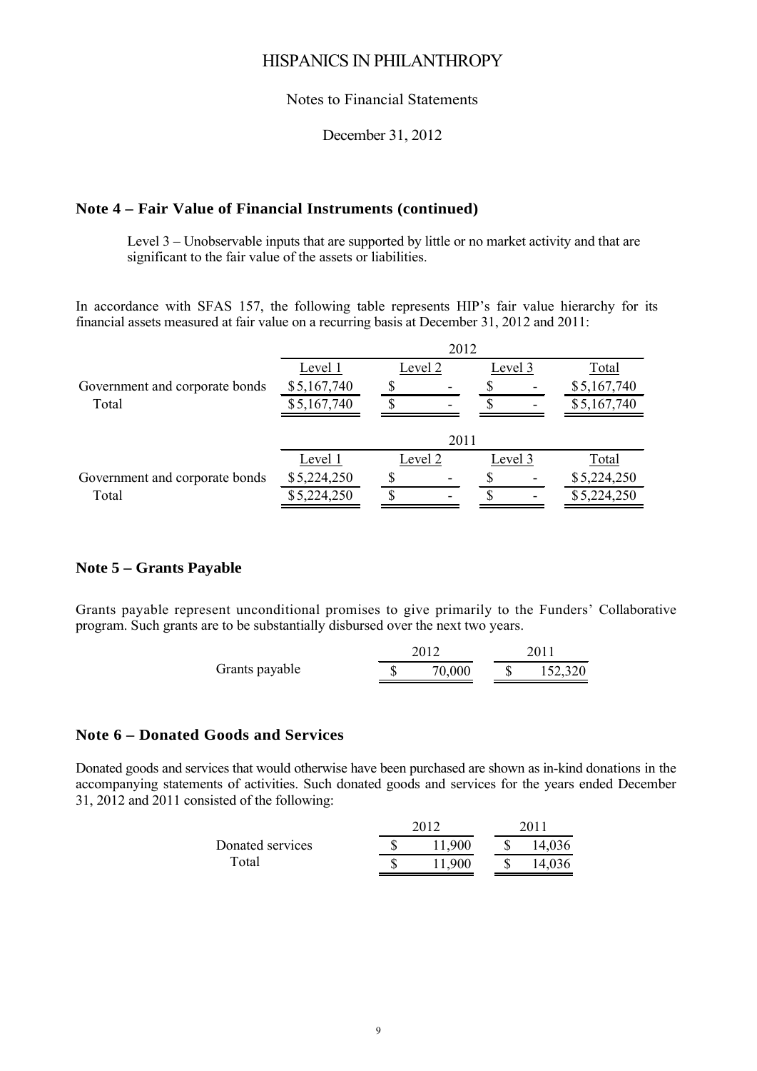# HISPANICS IN PHILANTHROPY

Notes to Financial Statements

December 31, 2012

## Note 4 – Fair Value of Financial Instruments (continued)

Level 3 – Unobservable inputs that are supported by little or no market activity and that are significant to the fair value of the assets or liabilities.

In accordance with SFAS 157, the following table represents HIP's fair value hierarchy for its financial assets measured at fair value on a recurring basis at December 31, 2012 and 2011:

| | 2012 | | | |
|---|---|---|---|---|
| | Level 1 | Level 2 | Level 3 | Total |
| Government and corporate bonds | $5,167,740 | $ - | $ - | $5,167,740 |
| Total | $5,167,740 | $ - | $ - | $5,167,740 |

| | 2011 | | | |
|---|---|---|---|---|
| | Level 1 | Level 2 | Level 3 | Total |
| Government and corporate bonds | $5,224,250 | $ - | $ - | $5,224,250 |
| Total | $5,224,250 | $ - | $ - | $5,224,250 |

## Note 5 – Grants Payable

Grants payable represent unconditional promises to give primarily to the Funders' Collaborative program. Such grants are to be substantially disbursed over the next two years.

| | 2012 | 2011 |
|---|---|---|
| Grants payable | $ 70,000 | $ 152,320 |

## Note 6 – Donated Goods and Services

Donated goods and services that would otherwise have been purchased are shown as in-kind donations in the accompanying statements of activities. Such donated goods and services for the years ended December 31, 2012 and 2011 consisted of the following:

| | 2012 | 2011 |
|---|---|---|
| Donated services | $ 11,900 | $ 14,036 |
| Total | $ 11,900 | $ 14,036 |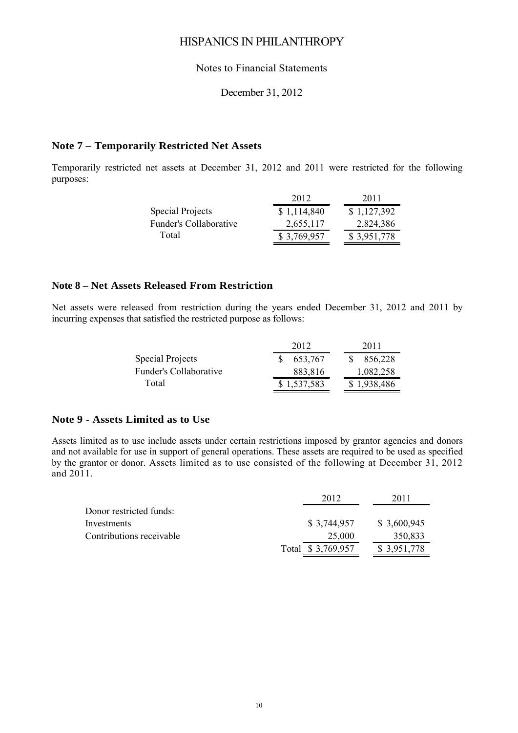# HISPANICS IN PHILANTHROPY

Notes to Financial Statements

December 31, 2012

## Note 7 – Temporarily Restricted Net Assets

Temporarily restricted net assets at December 31, 2012 and 2011 were restricted for the following purposes:

| | 2012 | 2011 |
|---|---|---|
| Special Projects | $ 1,114,840 | $ 1,127,392 |
| Funder's Collaborative | 2,655,117 | 2,824,386 |
| Total | $ 3,769,957 | $ 3,951,778 |

## Note 8 – Net Assets Released From Restriction

Net assets were released from restriction during the years ended December 31, 2012 and 2011 by incurring expenses that satisfied the restricted purpose as follows:

| | 2012 | 2011 |
|---|---|---|
| Special Projects | $ 653,767 | $ 856,228 |
| Funder's Collaborative | 883,816 | 1,082,258 |
| Total | $ 1,537,583 | $ 1,938,486 |

## Note 9 - Assets Limited as to Use

Assets limited as to use include assets under certain restrictions imposed by grantor agencies and donors and not available for use in support of general operations. These assets are required to be used as specified by the grantor or donor. Assets limited as to use consisted of the following at December 31, 2012 and 2011.

| | 2012 | 2011 |
|---|---|---|
| Donor restricted funds: | | |
| Investments | $ 3,744,957 | $ 3,600,945 |
| Contributions receivable | 25,000 | 350,833 |
| Total | $ 3,769,957 | $ 3,951,778 |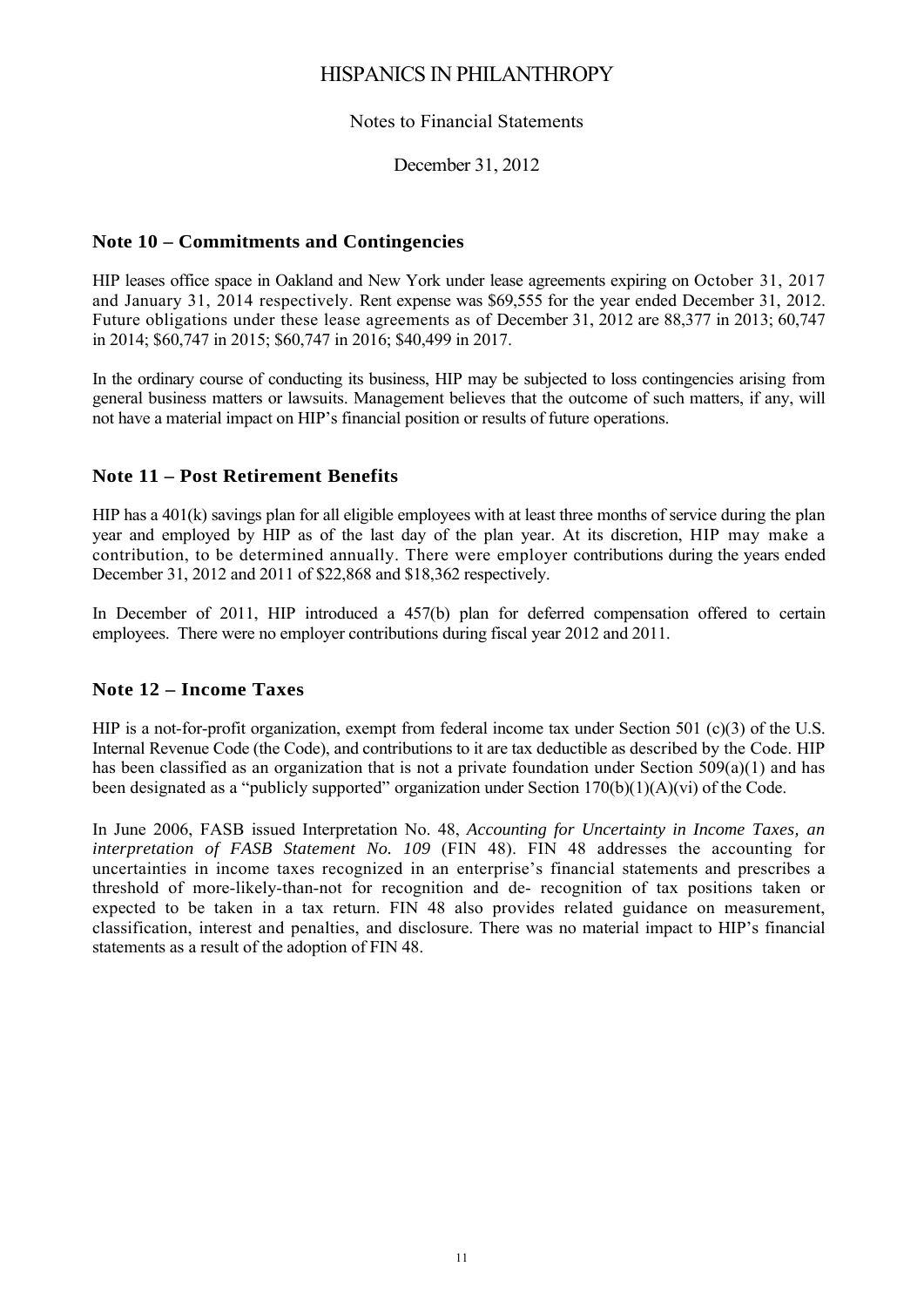# HISPANICS IN PHILANTHROPY

Notes to Financial Statements

December 31, 2012

## Note 10 – Commitments and Contingencies

HIP leases office space in Oakland and New York under lease agreements expiring on October 31, 2017 and January 31, 2014 respectively. Rent expense was $69,555 for the year ended December 31, 2012. Future obligations under these lease agreements as of December 31, 2012 are 88,377 in 2013; 60,747 in 2014; $60,747 in 2015; $60,747 in 2016; $40,499 in 2017.

In the ordinary course of conducting its business, HIP may be subjected to loss contingencies arising from general business matters or lawsuits. Management believes that the outcome of such matters, if any, will not have a material impact on HIP's financial position or results of future operations.

## Note 11 – Post Retirement Benefits

HIP has a 401(k) savings plan for all eligible employees with at least three months of service during the plan year and employed by HIP as of the last day of the plan year. At its discretion, HIP may make a contribution, to be determined annually. There were employer contributions during the years ended December 31, 2012 and 2011 of $22,868 and $18,362 respectively.

In December of 2011, HIP introduced a 457(b) plan for deferred compensation offered to certain employees. There were no employer contributions during fiscal year 2012 and 2011.

## Note 12 – Income Taxes

HIP is a not-for-profit organization, exempt from federal income tax under Section 501 (c)(3) of the U.S. Internal Revenue Code (the Code), and contributions to it are tax deductible as described by the Code. HIP has been classified as an organization that is not a private foundation under Section 509(a)(1) and has been designated as a "publicly supported" organization under Section 170(b)(1)(A)(vi) of the Code.

In June 2006, FASB issued Interpretation No. 48, *Accounting for Uncertainty in Income Taxes, an interpretation of FASB Statement No. 109* (FIN 48). FIN 48 addresses the accounting for uncertainties in income taxes recognized in an enterprise's financial statements and prescribes a threshold of more-likely-than-not for recognition and de- recognition of tax positions taken or expected to be taken in a tax return. FIN 48 also provides related guidance on measurement, classification, interest and penalties, and disclosure. There was no material impact to HIP's financial statements as a result of the adoption of FIN 48.